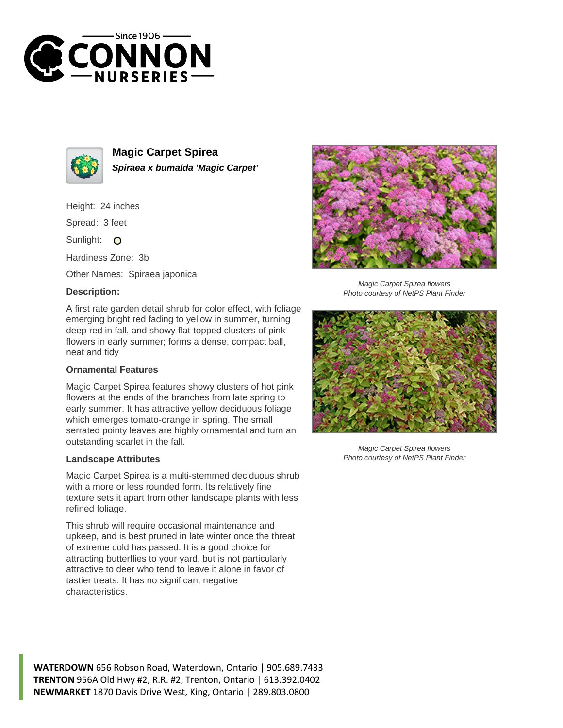# Magic Carpet Spirea

***Spiraea x bumalda 'Magic Carpet'***

Height: 24 inches

Spread: 3 feet

Sunlight: ○

Hardiness Zone: 3b

Other Names: Spiraea japonica

### Description:

A first rate garden detail shrub for color effect, with foliage emerging bright red fading to yellow in summer, turning deep red in fall, and showy flat-topped clusters of pink flowers in early summer; forms a dense, compact ball, neat and tidy

### Ornamental Features

Magic Carpet Spirea features showy clusters of hot pink flowers at the ends of the branches from late spring to early summer. It has attractive yellow deciduous foliage which emerges tomato-orange in spring. The small serrated pointy leaves are highly ornamental and turn an outstanding scarlet in the fall.

### Landscape Attributes

Magic Carpet Spirea is a multi-stemmed deciduous shrub with a more or less rounded form. Its relatively fine texture sets it apart from other landscape plants with less refined foliage.

This shrub will require occasional maintenance and upkeep, and is best pruned in late winter once the threat of extreme cold has passed. It is a good choice for attracting butterflies to your yard, but is not particularly attractive to deer who tend to leave it alone in favor of tastier treats. It has no significant negative characteristics.

*Magic Carpet Spirea flowers*
*Photo courtesy of NetPS Plant Finder*

*Magic Carpet Spirea flowers*
*Photo courtesy of NetPS Plant Finder*

**WATERDOWN** 656 Robson Road, Waterdown, Ontario | 905.689.7433
**TRENTON** 956A Old Hwy #2, R.R. #2, Trenton, Ontario | 613.392.0402
**NEWMARKET** 1870 Davis Drive West, King, Ontario | 289.803.0800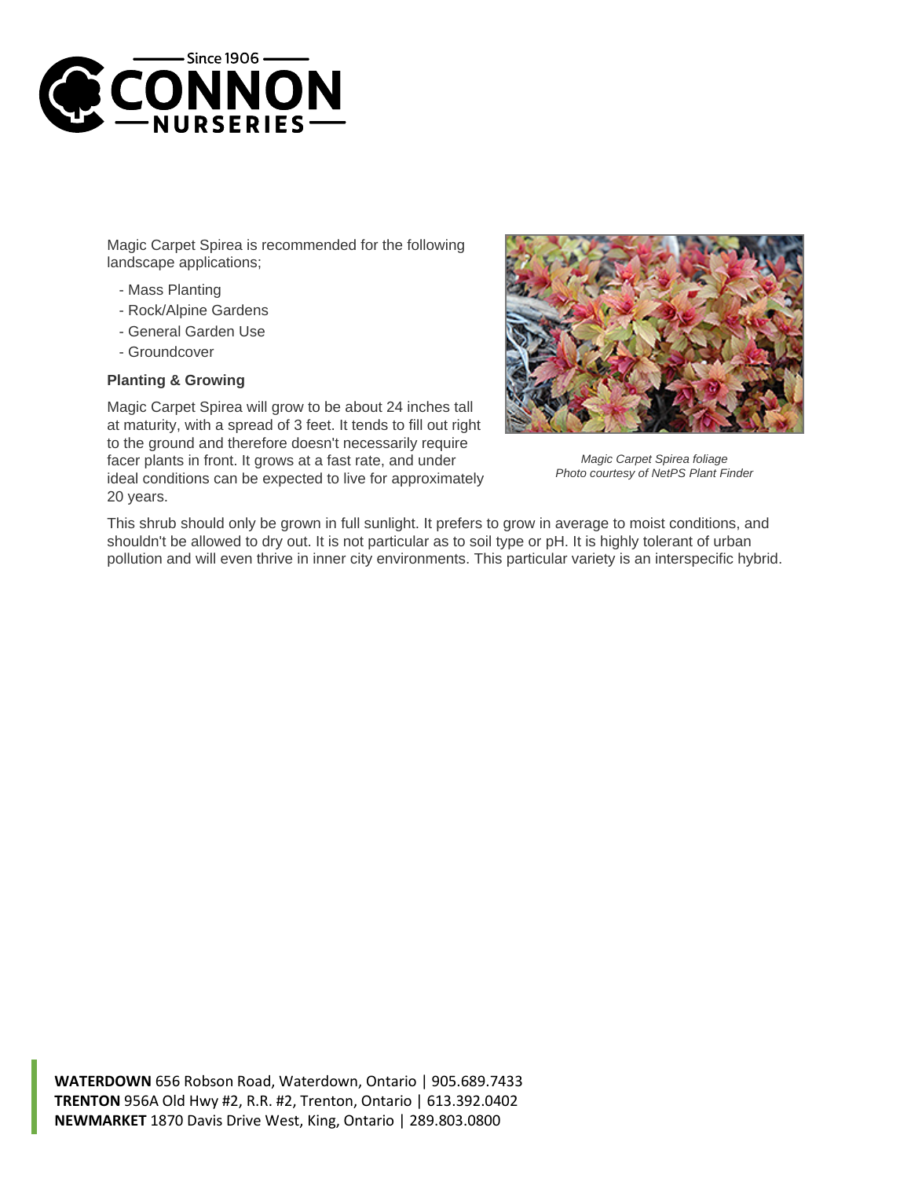Magic Carpet Spirea is recommended for the following landscape applications;

- Mass Planting
- Rock/Alpine Gardens
- General Garden Use
- Groundcover

**Planting & Growing**

Magic Carpet Spirea will grow to be about 24 inches tall at maturity, with a spread of 3 feet. It tends to fill out right to the ground and therefore doesn't necessarily require facer plants in front. It grows at a fast rate, and under ideal conditions can be expected to live for approximately 20 years.

*Magic Carpet Spirea foliage*
*Photo courtesy of NetPS Plant Finder*

This shrub should only be grown in full sunlight. It prefers to grow in average to moist conditions, and shouldn't be allowed to dry out. It is not particular as to soil type or pH. It is highly tolerant of urban pollution and will even thrive in inner city environments. This particular variety is an interspecific hybrid.